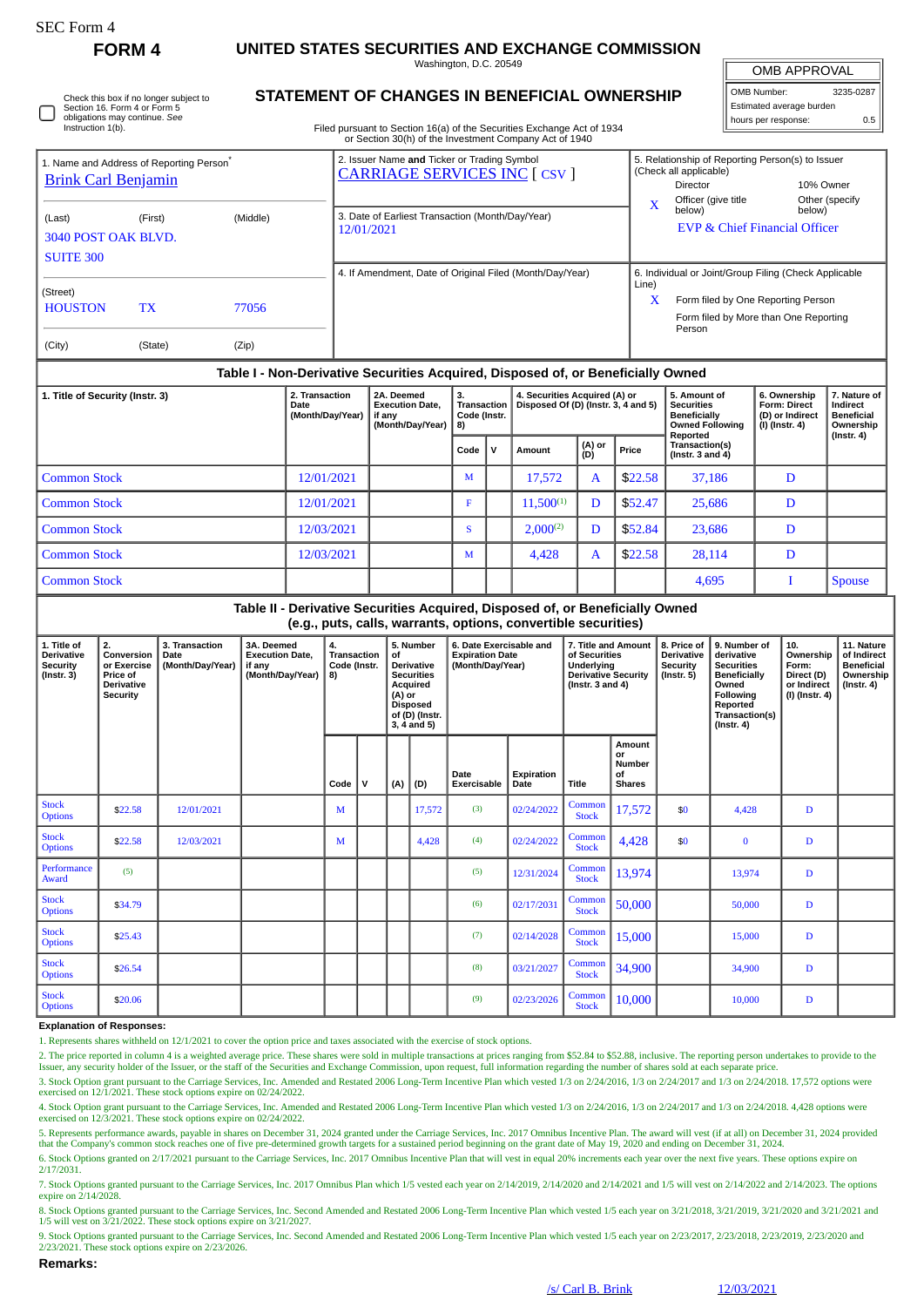SEC Form 4

**FORM 4**

# UNITED STATES SECURITIES AND EXCHANGE COMMISSION

Washington, D.C. 20549

## STATEMENT OF CHANGES IN BENEFICIAL OWNERSHIP

Check this box if no longer subject to Section 16. Form 4 or Form 5 obligations may continue. *See* Instruction 1(b).

Filed pursuant to Section 16(a) of the Securities Exchange Act of 1934 or Section 30(h) of the Investment Company Act of 1940

| OMB APPROVAL | |
|---|---|
| OMB Number: | 3235-0287 |
| Estimated average burden | |
| hours per response: | 0.5 |

1. Name and Address of Reporting Person*
Brink Carl Benjamin

(Last) (First) (Middle)
3040 POST OAK BLVD.
SUITE 300

(Street)
HOUSTON TX 77056

(City) (State) (Zip)

2. Issuer Name **and** Ticker or Trading Symbol
CARRIAGE SERVICES INC [ CSV ]

3. Date of Earliest Transaction (Month/Day/Year)
12/01/2021

4. If Amendment, Date of Original Filed (Month/Day/Year)

5. Relationship of Reporting Person(s) to Issuer (Check all applicable)
Director | 10% Owner
X Officer (give title below) | Other (specify below)
EVP & Chief Financial Officer

6. Individual or Joint/Group Filing (Check Applicable Line)
X Form filed by One Reporting Person
Form filed by More than One Reporting Person

### Table I - Non-Derivative Securities Acquired, Disposed of, or Beneficially Owned

| 1. Title of Security (Instr. 3) | 2. Transaction Date (Month/Day/Year) | 2A. Deemed Execution Date, if any (Month/Day/Year) | 3. Transaction Code (Instr. 8) | | 4. Securities Acquired (A) or Disposed Of (D) (Instr. 3, 4 and 5) | | | 5. Amount of Securities Beneficially Owned Following Reported Transaction(s) (Instr. 3 and 4) | 6. Ownership Form: Direct (D) or Indirect (I) (Instr. 4) | 7. Nature of Indirect Beneficial Ownership (Instr. 4) |
|---|---|---|---|---|---|---|---|---|---|---|
| | | | Code | V | Amount | (A) or (D) | Price | | | |
| Common Stock | 12/01/2021 | | M | | 17,572 | A | $22.58 | 37,186 | D | |
| Common Stock | 12/01/2021 | | F | | 11,500[(1)] | D | $52.47 | 25,686 | D | |
| Common Stock | 12/03/2021 | | S | | 2,000[(2)] | D | $52.84 | 23,686 | D | |
| Common Stock | 12/03/2021 | | M | | 4,428 | A | $22.58 | 28,114 | D | |
| Common Stock | | | | | | | | 4,695 | I | Spouse |

### Table II - Derivative Securities Acquired, Disposed of, or Beneficially Owned (e.g., puts, calls, warrants, options, convertible securities)

| 1. Title of Derivative Security (Instr. 3) | 2. Conversion or Exercise Price of Derivative Security | 3. Transaction Date (Month/Day/Year) | 3A. Deemed Execution Date, if any (Month/Day/Year) | 4. Transaction Code (Instr. 8) | | 5. Number of Derivative Securities Acquired (A) or Disposed of (D) (Instr. 3, 4 and 5) | | 6. Date Exercisable and Expiration Date (Month/Day/Year) | | 7. Title and Amount of Securities Underlying Derivative Security (Instr. 3 and 4) | | 8. Price of Derivative Security (Instr. 5) | 9. Number of derivative Securities Beneficially Owned Following Reported Transaction(s) (Instr. 4) | 10. Ownership Form: Direct (D) or Indirect (I) (Instr. 4) | 11. Nature of Indirect Beneficial Ownership (Instr. 4) |
|---|---|---|---|---|---|---|---|---|---|---|---|---|---|---|---|
| | | | | Code | V | (A) | (D) | Date Exercisable | Expiration Date | Title | Amount or Number of Shares | | | | |
| Stock Options | $22.58 | 12/01/2021 | | M | | | 17,572 | (3) | 02/24/2022 | Common Stock | 17,572 | $0 | 4,428 | D | |
| Stock Options | $22.58 | 12/03/2021 | | M | | | 4,428 | (4) | 02/24/2022 | Common Stock | 4,428 | $0 | 0 | D | |
| Performance Award | (5) | | | | | | | (5) | 12/31/2024 | Common Stock | 13,974 | | 13,974 | D | |
| Stock Options | $34.79 | | | | | | | (6) | 02/17/2031 | Common Stock | 50,000 | | 50,000 | D | |
| Stock Options | $25.43 | | | | | | | (7) | 02/14/2028 | Common Stock | 15,000 | | 15,000 | D | |
| Stock Options | $26.54 | | | | | | | (8) | 03/21/2027 | Common Stock | 34,900 | | 34,900 | D | |
| Stock Options | $20.06 | | | | | | | (9) | 02/23/2026 | Common Stock | 10,000 | | 10,000 | D | |

**Explanation of Responses:**

1. Represents shares withheld on 12/1/2021 to cover the option price and taxes associated with the exercise of stock options.

2. The price reported in column 4 is a weighted average price. These shares were sold in multiple transactions at prices ranging from $52.84 to $52.88, inclusive. The reporting person undertakes to provide to the Issuer, any security holder of the Issuer, or the staff of the Securities and Exchange Commission, upon request, full information regarding the number of shares sold at each separate price.

3. Stock Option grant pursuant to the Carriage Services, Inc. Amended and Restated 2006 Long-Term Incentive Plan which vested 1/3 on 2/24/2016, 1/3 on 2/24/2017 and 1/3 on 2/24/2018. 17,572 options were exercised on 12/1/2021. These stock options expire on 02/24/2022.

4. Stock Option grant pursuant to the Carriage Services, Inc. Amended and Restated 2006 Long-Term Incentive Plan which vested 1/3 on 2/24/2016, 1/3 on 2/24/2017 and 1/3 on 2/24/2018. 4,428 options were exercised on 12/3/2021. These stock options expire on 02/24/2022.

5. Represents performance awards, payable in shares on December 31, 2024 granted under the Carriage Services, Inc. 2017 Omnibus Incentive Plan. The award will vest (if at all) on December 31, 2024 provided that the Company's common stock reaches one of five pre-determined growth targets for a sustained period beginning on the grant date of May 19, 2020 and ending on December 31, 2024.

6. Stock Options granted on 2/17/2021 pursuant to the Carriage Services, Inc. 2017 Omnibus Incentive Plan that will vest in equal 20% increments each year over the next five years. These options expire on 2/17/2031.

7. Stock Options granted pursuant to the Carriage Services, Inc. 2017 Omnibus Plan which 1/5 vested each year on 2/14/2019, 2/14/2020 and 2/14/2021 and 1/5 will vest on 2/14/2022 and 2/14/2023. The options expire on 2/14/2028.

8. Stock Options granted pursuant to the Carriage Services, Inc. Second Amended and Restated 2006 Long-Term Incentive Plan which vested 1/5 each year on 3/21/2018, 3/21/2019, 3/21/2020 and 3/21/2021 and 1/5 will vest on 3/21/2022. These stock options expire on 3/21/2027.

9. Stock Options granted pursuant to the Carriage Services, Inc. Second Amended and Restated 2006 Long-Term Incentive Plan which vested 1/5 each year on 2/23/2017, 2/23/2018, 2/23/2019, 2/23/2020 and 2/23/2021. These stock options expire on 2/23/2026.

**Remarks:**

/s/ Carl B. Brink 12/03/2021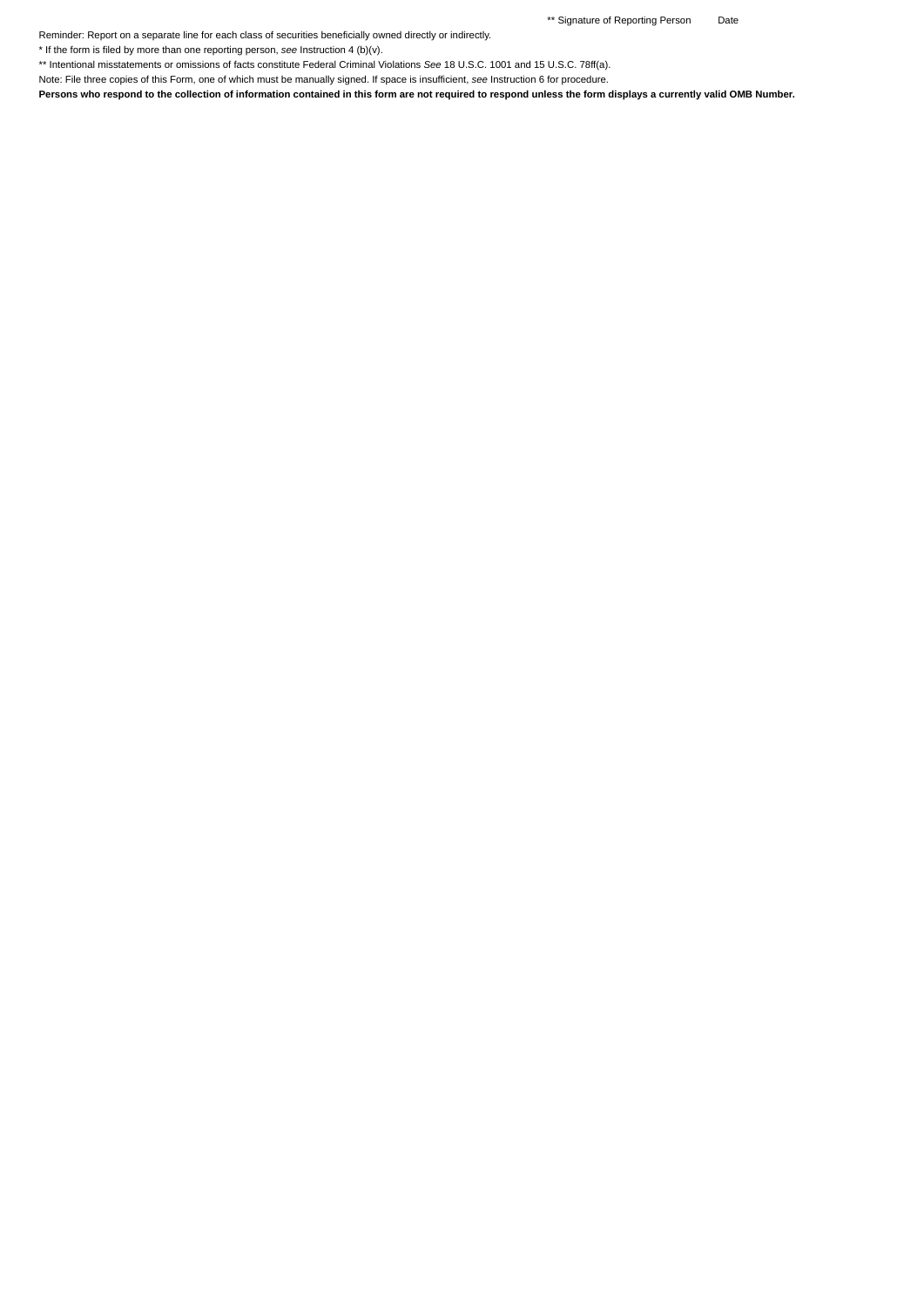** Signature of Reporting Person Date

Reminder: Report on a separate line for each class of securities beneficially owned directly or indirectly.

* If the form is filed by more than one reporting person, *see* Instruction 4 (b)(v).

** Intentional misstatements or omissions of facts constitute Federal Criminal Violations *See* 18 U.S.C. 1001 and 15 U.S.C. 78ff(a).

Note: File three copies of this Form, one of which must be manually signed. If space is insufficient, *see* Instruction 6 for procedure.

**Persons who respond to the collection of information contained in this form are not required to respond unless the form displays a currently valid OMB Number.**